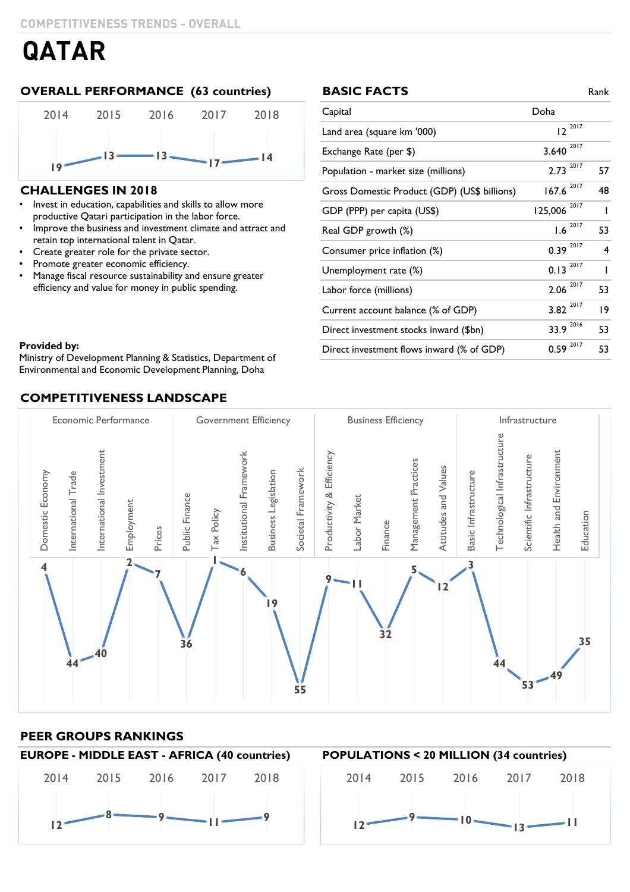COMPETITIVENESS TRENDS - OVERALL

# QATAR

## OVERALL PERFORMANCE (63 countries)

| 2014 | 2015 | 2016 | 2017 | 2018 |
|---|---|---|---|---|
| 19 | 13 | 13 | 17 | 14 |

## CHALLENGES IN 2018

- Invest in education, capabilities and skills to allow more productive Qatari participation in the labor force.
- Improve the business and investment climate and attract and retain top international talent in Qatar.
- Create greater role for the private sector.
- Promote greater economic efficiency.
- Manage fiscal resource sustainability and ensure greater efficiency and value for money in public spending.

**Provided by:**
Ministry of Development Planning & Statistics, Department of Environmental and Economic Development Planning, Doha

## BASIC FACTS

| | | Year | Rank |
|---|---|---|---|
| Capital | Doha | | |
| Land area (square km '000) | 12 | 2017 | |
| Exchange Rate (per $) | 3.640 | 2017 | |
| Population - market size (millions) | 2.73 | 2017 | 57 |
| Gross Domestic Product (GDP) (US$ billions) | 167.6 | 2017 | 48 |
| GDP (PPP) per capita (US$) | 125,006 | 2017 | 1 |
| Real GDP growth (%) | 1.6 | 2017 | 53 |
| Consumer price inflation (%) | 0.39 | 2017 | 4 |
| Unemployment rate (%) | 0.13 | 2017 | 1 |
| Labor force (millions) | 2.06 | 2017 | 53 |
| Current account balance (% of GDP) | 3.82 | 2017 | 19 |
| Direct investment stocks inward ($bn) | 33.9 | 2016 | 53 |
| Direct investment flows inward (% of GDP) | 0.59 | 2017 | 53 |

## COMPETITIVENESS LANDSCAPE

| Factor | Sub-factor | Rank |
|---|---|---|
| Economic Performance | Domestic Economy | 4 |
| | International Trade | 44 |
| | International Investment | 40 |
| | Employment | 2 |
| | Prices | 7 |
| Government Efficiency | Public Finance | 36 |
| | Tax Policy | 1 |
| | Institutional Framework | 6 |
| | Business Legislation | 19 |
| | Societal Framework | 55 |
| Business Efficiency | Productivity & Efficiency | 9 |
| | Labor Market | 11 |
| | Finance | 32 |
| | Management Practices | 5 |
| | Attitudes and Values | 12 |
| Infrastructure | Basic Infrastructure | 3 |
| | Technological Infrastructure | 44 |
| | Scientific Infrastructure | 53 |
| | Health and Environment | 49 |
| | Education | 35 |

## PEER GROUPS RANKINGS

### EUROPE - MIDDLE EAST - AFRICA (40 countries)

| 2014 | 2015 | 2016 | 2017 | 2018 |
|---|---|---|---|---|
| 12 | 8 | 9 | 11 | 9 |

### POPULATIONS < 20 MILLION (34 countries)

| 2014 | 2015 | 2016 | 2017 | 2018 |
|---|---|---|---|---|
| 12 | 9 | 10 | 13 | 11 |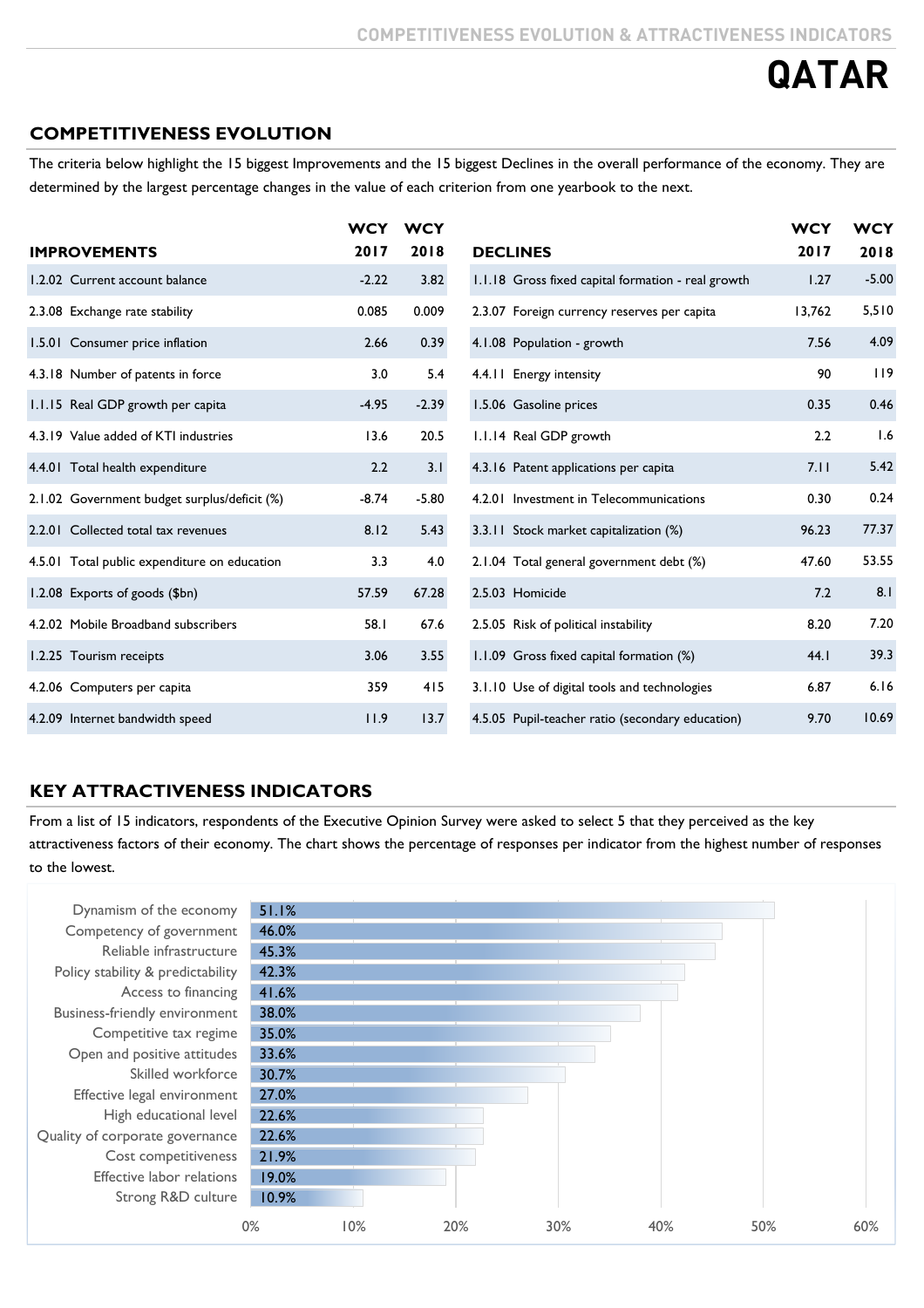# QATAR

## COMPETITIVENESS EVOLUTION

The criteria below highlight the 15 biggest Improvements and the 15 biggest Declines in the overall performance of the economy. They are determined by the largest percentage changes in the value of each criterion from one yearbook to the next.

| IMPROVEMENTS | WCY 2017 | WCY 2018 |
|---|---|---|
| 1.2.02 Current account balance | -2.22 | 3.82 |
| 2.3.08 Exchange rate stability | 0.085 | 0.009 |
| 1.5.01 Consumer price inflation | 2.66 | 0.39 |
| 4.3.18 Number of patents in force | 3.0 | 5.4 |
| 1.1.15 Real GDP growth per capita | -4.95 | -2.39 |
| 4.3.19 Value added of KTI industries | 13.6 | 20.5 |
| 4.4.01 Total health expenditure | 2.2 | 3.1 |
| 2.1.02 Government budget surplus/deficit (%) | -8.74 | -5.80 |
| 2.2.01 Collected total tax revenues | 8.12 | 5.43 |
| 4.5.01 Total public expenditure on education | 3.3 | 4.0 |
| 1.2.08 Exports of goods ($bn) | 57.59 | 67.28 |
| 4.2.02 Mobile Broadband subscribers | 58.1 | 67.6 |
| 1.2.25 Tourism receipts | 3.06 | 3.55 |
| 4.2.06 Computers per capita | 359 | 415 |
| 4.2.09 Internet bandwidth speed | 11.9 | 13.7 |

| DECLINES | WCY 2017 | WCY 2018 |
|---|---|---|
| 1.1.18 Gross fixed capital formation - real growth | 1.27 | -5.00 |
| 2.3.07 Foreign currency reserves per capita | 13,762 | 5,510 |
| 4.1.08 Population - growth | 7.56 | 4.09 |
| 4.4.11 Energy intensity | 90 | 119 |
| 1.5.06 Gasoline prices | 0.35 | 0.46 |
| 1.1.14 Real GDP growth | 2.2 | 1.6 |
| 4.3.16 Patent applications per capita | 7.11 | 5.42 |
| 4.2.01 Investment in Telecommunications | 0.30 | 0.24 |
| 3.3.11 Stock market capitalization (%) | 96.23 | 77.37 |
| 2.1.04 Total general government debt (%) | 47.60 | 53.55 |
| 2.5.03 Homicide | 7.2 | 8.1 |
| 2.5.05 Risk of political instability | 8.20 | 7.20 |
| 1.1.09 Gross fixed capital formation (%) | 44.1 | 39.3 |
| 3.1.10 Use of digital tools and technologies | 6.87 | 6.16 |
| 4.5.05 Pupil-teacher ratio (secondary education) | 9.70 | 10.69 |

## KEY ATTRACTIVENESS INDICATORS

From a list of 15 indicators, respondents of the Executive Opinion Survey were asked to select 5 that they perceived as the key attractiveness factors of their economy. The chart shows the percentage of responses per indicator from the highest number of responses to the lowest.

| Indicator | % |
|---|---|
| Dynamism of the economy | 51.1% |
| Competency of government | 46.0% |
| Reliable infrastructure | 45.3% |
| Policy stability & predictability | 42.3% |
| Access to financing | 41.6% |
| Business-friendly environment | 38.0% |
| Competitive tax regime | 35.0% |
| Open and positive attitudes | 33.6% |
| Skilled workforce | 30.7% |
| Effective legal environment | 27.0% |
| High educational level | 22.6% |
| Quality of corporate governance | 22.6% |
| Cost competitiveness | 21.9% |
| Effective labor relations | 19.0% |
| Strong R&D culture | 10.9% |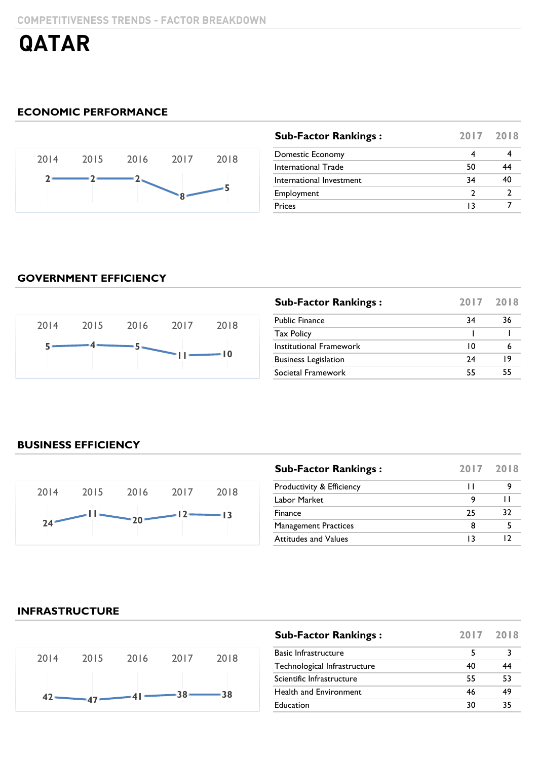COMPETITIVENESS TRENDS - FACTOR BREAKDOWN

# QATAR

## ECONOMIC PERFORMANCE

| 2014 | 2015 | 2016 | 2017 | 2018 |
|---|---|---|---|---|
| 2 | 2 | 2 | 8 | 5 |

| Sub-Factor Rankings : | 2017 | 2018 |
|---|---|---|
| Domestic Economy | 4 | 4 |
| International Trade | 50 | 44 |
| International Investment | 34 | 40 |
| Employment | 2 | 2 |
| Prices | 13 | 7 |

## GOVERNMENT EFFICIENCY

| 2014 | 2015 | 2016 | 2017 | 2018 |
|---|---|---|---|---|
| 5 | 4 | 5 | 11 | 10 |

| Sub-Factor Rankings : | 2017 | 2018 |
|---|---|---|
| Public Finance | 34 | 36 |
| Tax Policy | 1 | 1 |
| Institutional Framework | 10 | 6 |
| Business Legislation | 24 | 19 |
| Societal Framework | 55 | 55 |

## BUSINESS EFFICIENCY

| 2014 | 2015 | 2016 | 2017 | 2018 |
|---|---|---|---|---|
| 24 | 11 | 20 | 12 | 13 |

| Sub-Factor Rankings : | 2017 | 2018 |
|---|---|---|
| Productivity & Efficiency | 11 | 9 |
| Labor Market | 9 | 11 |
| Finance | 25 | 32 |
| Management Practices | 8 | 5 |
| Attitudes and Values | 13 | 12 |

## INFRASTRUCTURE

| 2014 | 2015 | 2016 | 2017 | 2018 |
|---|---|---|---|---|
| 42 | 47 | 41 | 38 | 38 |

| Sub-Factor Rankings : | 2017 | 2018 |
|---|---|---|
| Basic Infrastructure | 5 | 3 |
| Technological Infrastructure | 40 | 44 |
| Scientific Infrastructure | 55 | 53 |
| Health and Environment | 46 | 49 |
| Education | 30 | 35 |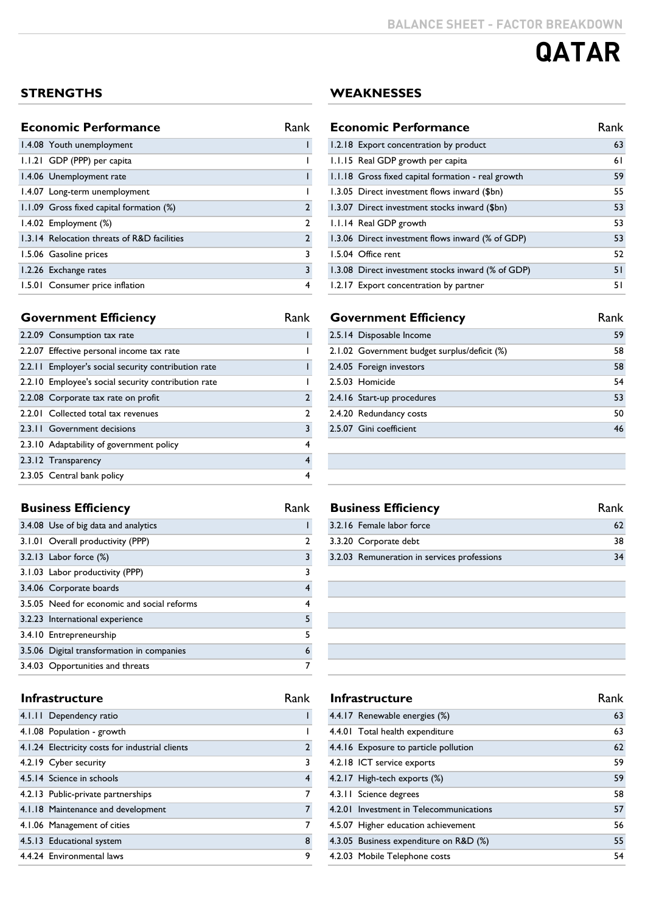# QATAR

## BALANCE SHEET - FACTOR BREAKDOWN

## STRENGTHS

### Economic Performance

| Economic Performance | Rank |
|---|---|
| 1.4.08 Youth unemployment | 1 |
| 1.1.21 GDP (PPP) per capita | 1 |
| 1.4.06 Unemployment rate | 1 |
| 1.4.07 Long-term unemployment | 1 |
| 1.1.09 Gross fixed capital formation (%) | 2 |
| 1.4.02 Employment (%) | 2 |
| 1.3.14 Relocation threats of R&D facilities | 2 |
| 1.5.06 Gasoline prices | 3 |
| 1.2.26 Exchange rates | 3 |
| 1.5.01 Consumer price inflation | 4 |

### Government Efficiency

| Government Efficiency | Rank |
|---|---|
| 2.2.09 Consumption tax rate | 1 |
| 2.2.07 Effective personal income tax rate | 1 |
| 2.2.11 Employer's social security contribution rate | 1 |
| 2.2.10 Employee's social security contribution rate | 1 |
| 2.2.08 Corporate tax rate on profit | 2 |
| 2.2.01 Collected total tax revenues | 2 |
| 2.3.11 Government decisions | 3 |
| 2.3.10 Adaptability of government policy | 4 |
| 2.3.12 Transparency | 4 |
| 2.3.05 Central bank policy | 4 |

### Business Efficiency

| Business Efficiency | Rank |
|---|---|
| 3.4.08 Use of big data and analytics | 1 |
| 3.1.01 Overall productivity (PPP) | 2 |
| 3.2.13 Labor force (%) | 3 |
| 3.1.03 Labor productivity (PPP) | 3 |
| 3.4.06 Corporate boards | 4 |
| 3.5.05 Need for economic and social reforms | 4 |
| 3.2.23 International experience | 5 |
| 3.4.10 Entrepreneurship | 5 |
| 3.5.06 Digital transformation in companies | 6 |
| 3.4.03 Opportunities and threats | 7 |

### Infrastructure

| Infrastructure | Rank |
|---|---|
| 4.1.11 Dependency ratio | 1 |
| 4.1.08 Population - growth | 1 |
| 4.1.24 Electricity costs for industrial clients | 2 |
| 4.2.19 Cyber security | 3 |
| 4.5.14 Science in schools | 4 |
| 4.2.13 Public-private partnerships | 7 |
| 4.1.18 Maintenance and development | 7 |
| 4.1.06 Management of cities | 7 |
| 4.5.13 Educational system | 8 |
| 4.4.24 Environmental laws | 9 |

## WEAKNESSES

### Economic Performance

| Economic Performance | Rank |
|---|---|
| 1.2.18 Export concentration by product | 63 |
| 1.1.15 Real GDP growth per capita | 61 |
| 1.1.18 Gross fixed capital formation - real growth | 59 |
| 1.3.05 Direct investment flows inward ($bn) | 55 |
| 1.3.07 Direct investment stocks inward ($bn) | 53 |
| 1.1.14 Real GDP growth | 53 |
| 1.3.06 Direct investment flows inward (% of GDP) | 53 |
| 1.5.04 Office rent | 52 |
| 1.3.08 Direct investment stocks inward (% of GDP) | 51 |
| 1.2.17 Export concentration by partner | 51 |

### Government Efficiency

| Government Efficiency | Rank |
|---|---|
| 2.5.14 Disposable Income | 59 |
| 2.1.02 Government budget surplus/deficit (%) | 58 |
| 2.4.05 Foreign investors | 58 |
| 2.5.03 Homicide | 54 |
| 2.4.16 Start-up procedures | 53 |
| 2.4.20 Redundancy costs | 50 |
| 2.5.07 Gini coefficient | 46 |

### Business Efficiency

| Business Efficiency | Rank |
|---|---|
| 3.2.16 Female labor force | 62 |
| 3.3.20 Corporate debt | 38 |
| 3.2.03 Remuneration in services professions | 34 |

### Infrastructure

| Infrastructure | Rank |
|---|---|
| 4.4.17 Renewable energies (%) | 63 |
| 4.4.01 Total health expenditure | 63 |
| 4.4.16 Exposure to particle pollution | 62 |
| 4.2.18 ICT service exports | 59 |
| 4.2.17 High-tech exports (%) | 59 |
| 4.3.11 Science degrees | 58 |
| 4.2.01 Investment in Telecommunications | 57 |
| 4.5.07 Higher education achievement | 56 |
| 4.3.05 Business expenditure on R&D (%) | 55 |
| 4.2.03 Mobile Telephone costs | 54 |